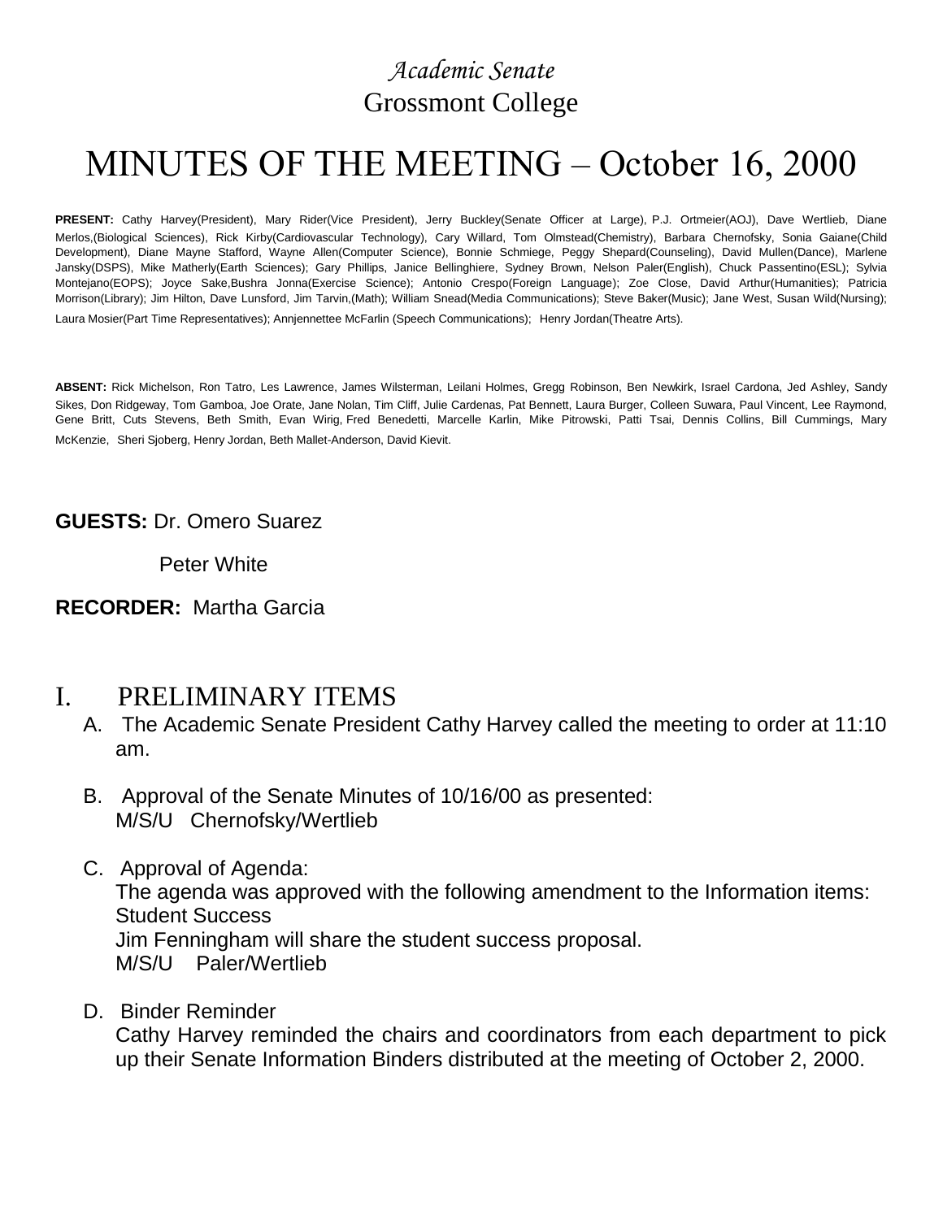*Academic Senate*

Grossmont College

# MINUTES OF THE MEETING – October 16, 2000

**PRESENT:** Cathy Harvey(President), Mary Rider(Vice President), Jerry Buckley(Senate Officer at Large), P.J. Ortmeier(AOJ), Dave Wertlieb, Diane Merlos,(Biological Sciences), Rick Kirby(Cardiovascular Technology), Cary Willard, Tom Olmstead(Chemistry), Barbara Chernofsky, Sonia Gaiane(Child Development), Diane Mayne Stafford, Wayne Allen(Computer Science), Bonnie Schmiege, Peggy Shepard(Counseling), David Mullen(Dance), Marlene Jansky(DSPS), Mike Matherly(Earth Sciences); Gary Phillips, Janice Bellinghiere, Sydney Brown, Nelson Paler(English), Chuck Passentino(ESL); Sylvia Montejano(EOPS); Joyce Sake,Bushra Jonna(Exercise Science); Antonio Crespo(Foreign Language); Zoe Close, David Arthur(Humanities); Patricia Morrison(Library); Jim Hilton, Dave Lunsford, Jim Tarvin,(Math); William Snead(Media Communications); Steve Baker(Music); Jane West, Susan Wild(Nursing); Laura Mosier(Part Time Representatives); Annjennettee McFarlin (Speech Communications); Henry Jordan(Theatre Arts).

**ABSENT:** Rick Michelson, Ron Tatro, Les Lawrence, James Wilsterman, Leilani Holmes, Gregg Robinson, Ben Newkirk, Israel Cardona, Jed Ashley, Sandy Sikes, Don Ridgeway, Tom Gamboa, Joe Orate, Jane Nolan, Tim Cliff, Julie Cardenas, Pat Bennett, Laura Burger, Colleen Suwara, Paul Vincent, Lee Raymond, Gene Britt, Cuts Stevens, Beth Smith, Evan Wirig, Fred Benedetti, Marcelle Karlin, Mike Pitrowski, Patti Tsai, Dennis Collins, Bill Cummings, Mary McKenzie, Sheri Sjoberg, Henry Jordan, Beth Mallet-Anderson, David Kievit.

**GUESTS:** Dr. Omero Suarez

Peter White

**RECORDER:** Martha Garcia

## I. PRELIMINARY ITEMS

A. The Academic Senate President Cathy Harvey called the meeting to order at 11:10 am.

B. Approval of the Senate Minutes of 10/16/00 as presented:
M/S/U Chernofsky/Wertlieb

C. Approval of Agenda:
The agenda was approved with the following amendment to the Information items:
Student Success
Jim Fenningham will share the student success proposal.
M/S/U Paler/Wertlieb

D. Binder Reminder
Cathy Harvey reminded the chairs and coordinators from each department to pick up their Senate Information Binders distributed at the meeting of October 2, 2000.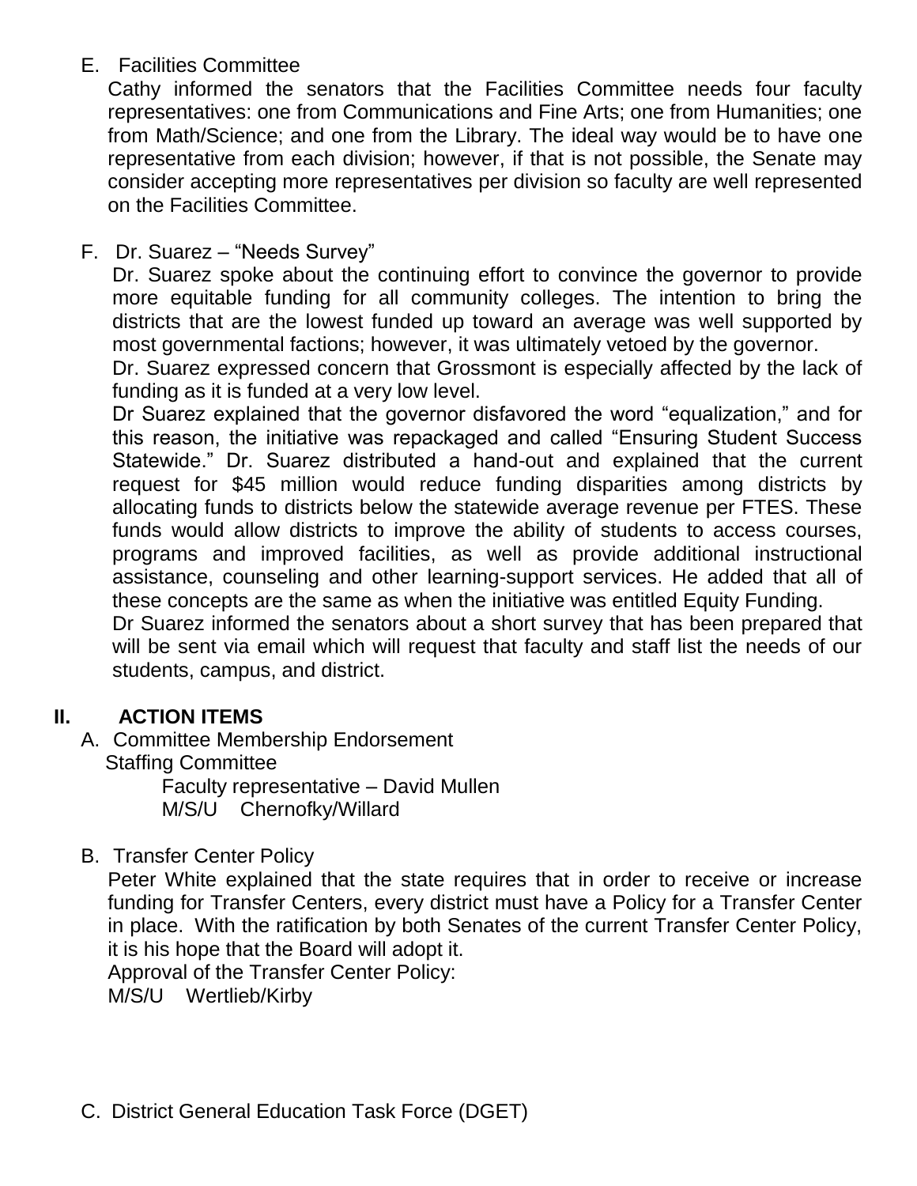E. Facilities Committee

Cathy informed the senators that the Facilities Committee needs four faculty representatives: one from Communications and Fine Arts; one from Humanities; one from Math/Science; and one from the Library. The ideal way would be to have one representative from each division; however, if that is not possible, the Senate may consider accepting more representatives per division so faculty are well represented on the Facilities Committee.

F. Dr. Suarez – "Needs Survey"

Dr. Suarez spoke about the continuing effort to convince the governor to provide more equitable funding for all community colleges. The intention to bring the districts that are the lowest funded up toward an average was well supported by most governmental factions; however, it was ultimately vetoed by the governor.

Dr. Suarez expressed concern that Grossmont is especially affected by the lack of funding as it is funded at a very low level.

Dr Suarez explained that the governor disfavored the word "equalization," and for this reason, the initiative was repackaged and called "Ensuring Student Success Statewide." Dr. Suarez distributed a hand-out and explained that the current request for $45 million would reduce funding disparities among districts by allocating funds to districts below the statewide average revenue per FTES. These funds would allow districts to improve the ability of students to access courses, programs and improved facilities, as well as provide additional instructional assistance, counseling and other learning-support services. He added that all of these concepts are the same as when the initiative was entitled Equity Funding.

Dr Suarez informed the senators about a short survey that has been prepared that will be sent via email which will request that faculty and staff list the needs of our students, campus, and district.

## II. ACTION ITEMS

A. Committee Membership Endorsement

Staffing Committee

Faculty representative – David Mullen

M/S/U Chernofky/Willard

B. Transfer Center Policy

Peter White explained that the state requires that in order to receive or increase funding for Transfer Centers, every district must have a Policy for a Transfer Center in place. With the ratification by both Senates of the current Transfer Center Policy, it is his hope that the Board will adopt it.

Approval of the Transfer Center Policy:

M/S/U Wertlieb/Kirby

C. District General Education Task Force (DGET)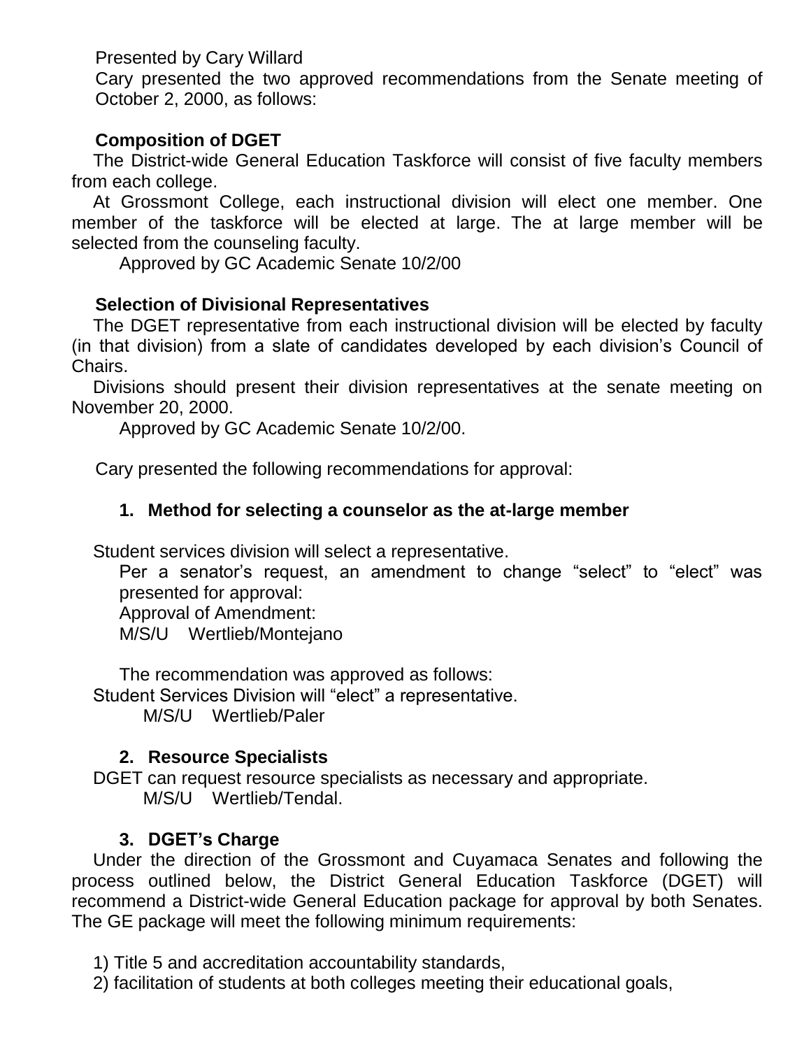Presented by Cary Willard

Cary presented the two approved recommendations from the Senate meeting of October 2, 2000, as follows:

**Composition of DGET**

The District-wide General Education Taskforce will consist of five faculty members from each college.

At Grossmont College, each instructional division will elect one member. One member of the taskforce will be elected at large. The at large member will be selected from the counseling faculty.

Approved by GC Academic Senate 10/2/00

**Selection of Divisional Representatives**

The DGET representative from each instructional division will be elected by faculty (in that division) from a slate of candidates developed by each division's Council of Chairs.

Divisions should present their division representatives at the senate meeting on November 20, 2000.

Approved by GC Academic Senate 10/2/00.

Cary presented the following recommendations for approval:

1. **Method for selecting a counselor as the at-large member**

Student services division will select a representative.

Per a senator's request, an amendment to change "select" to "elect" was presented for approval:

Approval of Amendment:

M/S/U Wertlieb/Montejano

The recommendation was approved as follows:

Student Services Division will "elect" a representative.

M/S/U Wertlieb/Paler

2. **Resource Specialists**

DGET can request resource specialists as necessary and appropriate.

M/S/U Wertlieb/Tendal.

3. **DGET's Charge**

Under the direction of the Grossmont and Cuyamaca Senates and following the process outlined below, the District General Education Taskforce (DGET) will recommend a District-wide General Education package for approval by both Senates. The GE package will meet the following minimum requirements:

1) Title 5 and accreditation accountability standards,

2) facilitation of students at both colleges meeting their educational goals,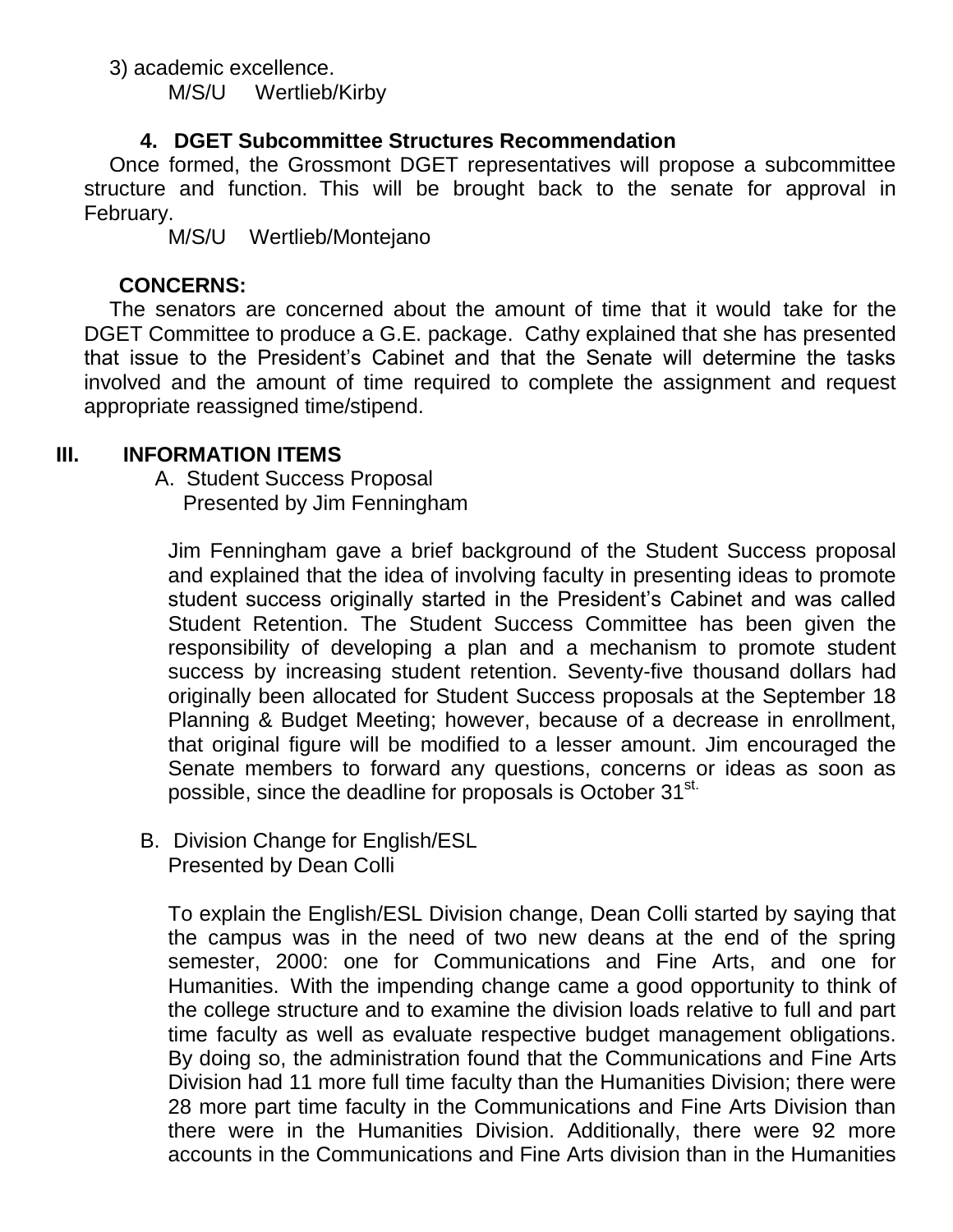3) academic excellence.

M/S/U Wertlieb/Kirby

#### 4. DGET Subcommittee Structures Recommendation

Once formed, the Grossmont DGET representatives will propose a subcommittee structure and function. This will be brought back to the senate for approval in February.

M/S/U Wertlieb/Montejano

**CONCERNS:**

The senators are concerned about the amount of time that it would take for the DGET Committee to produce a G.E. package. Cathy explained that she has presented that issue to the President's Cabinet and that the Senate will determine the tasks involved and the amount of time required to complete the assignment and request appropriate reassigned time/stipend.

## III. INFORMATION ITEMS

A. Student Success Proposal
Presented by Jim Fenningham

Jim Fenningham gave a brief background of the Student Success proposal and explained that the idea of involving faculty in presenting ideas to promote student success originally started in the President's Cabinet and was called Student Retention. The Student Success Committee has been given the responsibility of developing a plan and a mechanism to promote student success by increasing student retention. Seventy-five thousand dollars had originally been allocated for Student Success proposals at the September 18 Planning & Budget Meeting; however, because of a decrease in enrollment, that original figure will be modified to a lesser amount. Jim encouraged the Senate members to forward any questions, concerns or ideas as soon as possible, since the deadline for proposals is October 31st.

B. Division Change for English/ESL
Presented by Dean Colli

To explain the English/ESL Division change, Dean Colli started by saying that the campus was in the need of two new deans at the end of the spring semester, 2000: one for Communications and Fine Arts, and one for Humanities. With the impending change came a good opportunity to think of the college structure and to examine the division loads relative to full and part time faculty as well as evaluate respective budget management obligations. By doing so, the administration found that the Communications and Fine Arts Division had 11 more full time faculty than the Humanities Division; there were 28 more part time faculty in the Communications and Fine Arts Division than there were in the Humanities Division. Additionally, there were 92 more accounts in the Communications and Fine Arts division than in the Humanities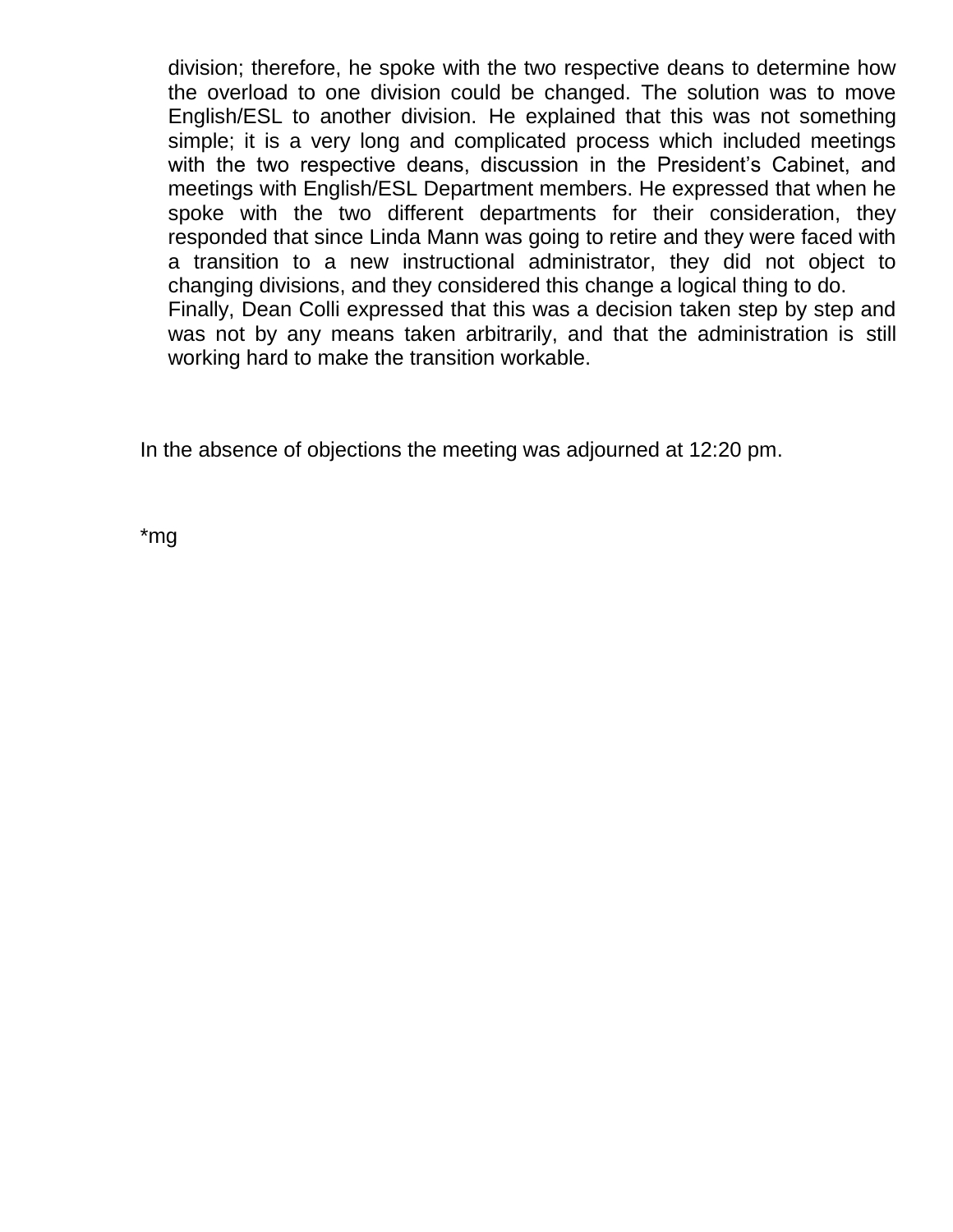division; therefore, he spoke with the two respective deans to determine how the overload to one division could be changed. The solution was to move English/ESL to another division. He explained that this was not something simple; it is a very long and complicated process which included meetings with the two respective deans, discussion in the President's Cabinet, and meetings with English/ESL Department members. He expressed that when he spoke with the two different departments for their consideration, they responded that since Linda Mann was going to retire and they were faced with a transition to a new instructional administrator, they did not object to changing divisions, and they considered this change a logical thing to do.

Finally, Dean Colli expressed that this was a decision taken step by step and was not by any means taken arbitrarily, and that the administration is still working hard to make the transition workable.

In the absence of objections the meeting was adjourned at 12:20 pm.

*mg